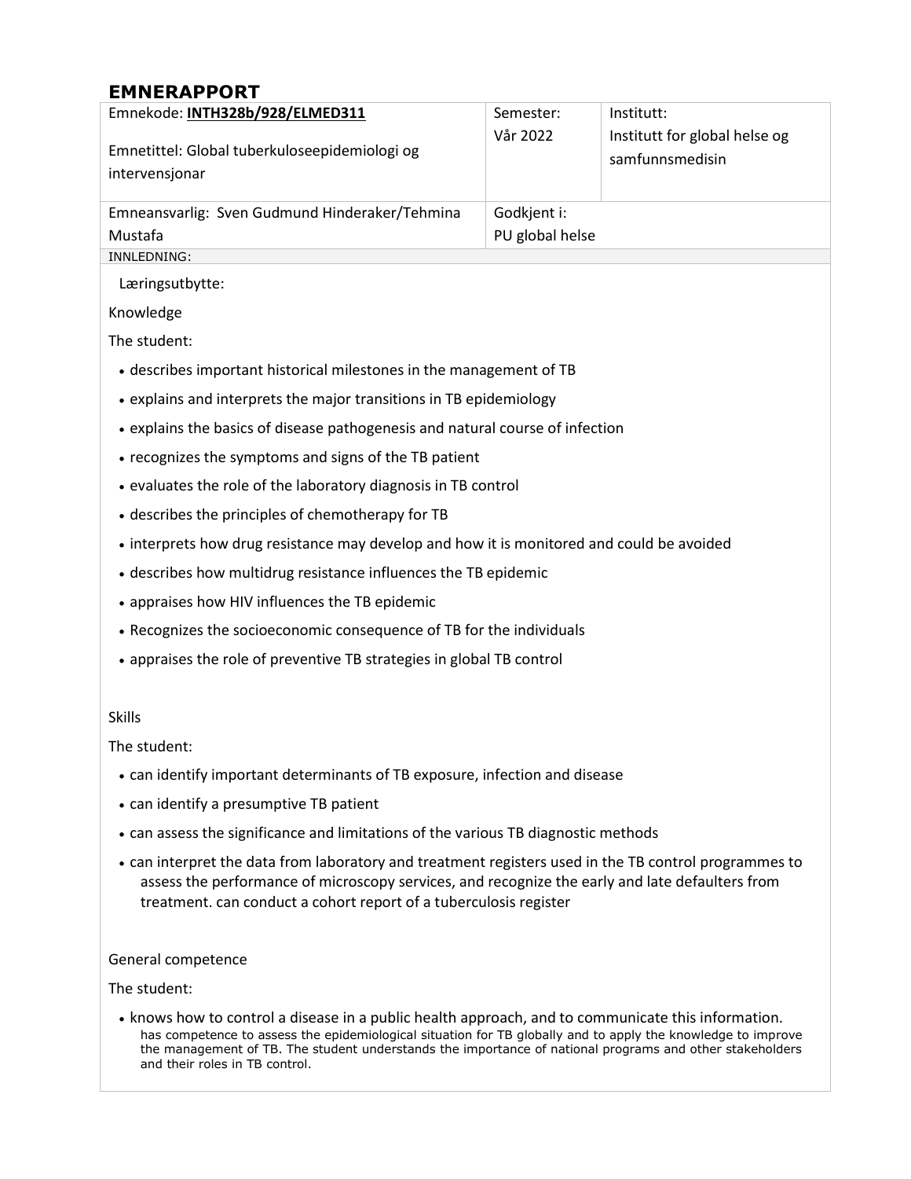## EMNERAPPORT

| Emnekode: **INTH328b/928/ELMED311**<br><br>Emnetittel: Global tuberkuloseepidemiologi og intervensjonar | Semester:<br>Vår 2022 | Institutt:<br>Institutt for global helse og samfunnsmedisin |
|---|---|---|
| Emneansvarlig: Sven Gudmund Hinderaker/Tehmina Mustafa | Godkjent i:<br>PU global helse | |

INNLEDNING:

Læringsutbytte:

Knowledge

The student:

- describes important historical milestones in the management of TB
- explains and interprets the major transitions in TB epidemiology
- explains the basics of disease pathogenesis and natural course of infection
- recognizes the symptoms and signs of the TB patient
- evaluates the role of the laboratory diagnosis in TB control
- describes the principles of chemotherapy for TB
- interprets how drug resistance may develop and how it is monitored and could be avoided
- describes how multidrug resistance influences the TB epidemic
- appraises how HIV influences the TB epidemic
- Recognizes the socioeconomic consequence of TB for the individuals
- appraises the role of preventive TB strategies in global TB control

Skills

The student:

- can identify important determinants of TB exposure, infection and disease
- can identify a presumptive TB patient
- can assess the significance and limitations of the various TB diagnostic methods
- can interpret the data from laboratory and treatment registers used in the TB control programmes to assess the performance of microscopy services, and recognize the early and late defaulters from treatment. can conduct a cohort report of a tuberculosis register

General competence

The student:

- knows how to control a disease in a public health approach, and to communicate this information. has competence to assess the epidemiological situation for TB globally and to apply the knowledge to improve the management of TB. The student understands the importance of national programs and other stakeholders and their roles in TB control.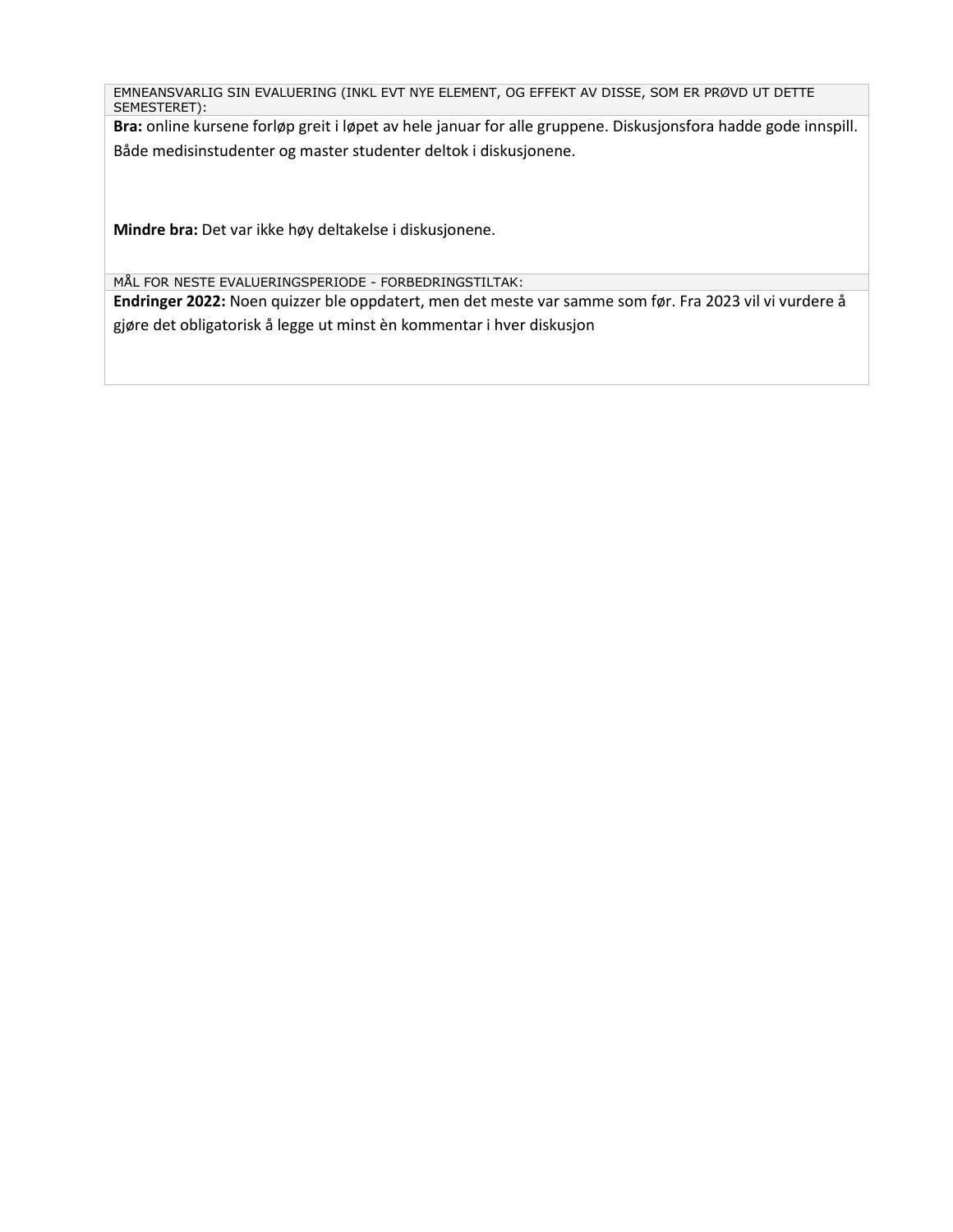EMNEANSVARLIG SIN EVALUERING (INKL EVT NYE ELEMENT, OG EFFEKT AV DISSE, SOM ER PRØVD UT DETTE SEMESTERET):

**Bra:** online kursene forløp greit i løpet av hele januar for alle gruppene. Diskusjonsfora hadde gode innspill. Både medisinstudenter og master studenter deltok i diskusjonene.

**Mindre bra:** Det var ikke høy deltakelse i diskusjonene.

MÅL FOR NESTE EVALUERINGSPERIODE - FORBEDRINGSTILTAK:

**Endringer 2022:** Noen quizzer ble oppdatert, men det meste var samme som før. Fra 2023 vil vi vurdere å gjøre det obligatorisk å legge ut minst èn kommentar i hver diskusjon